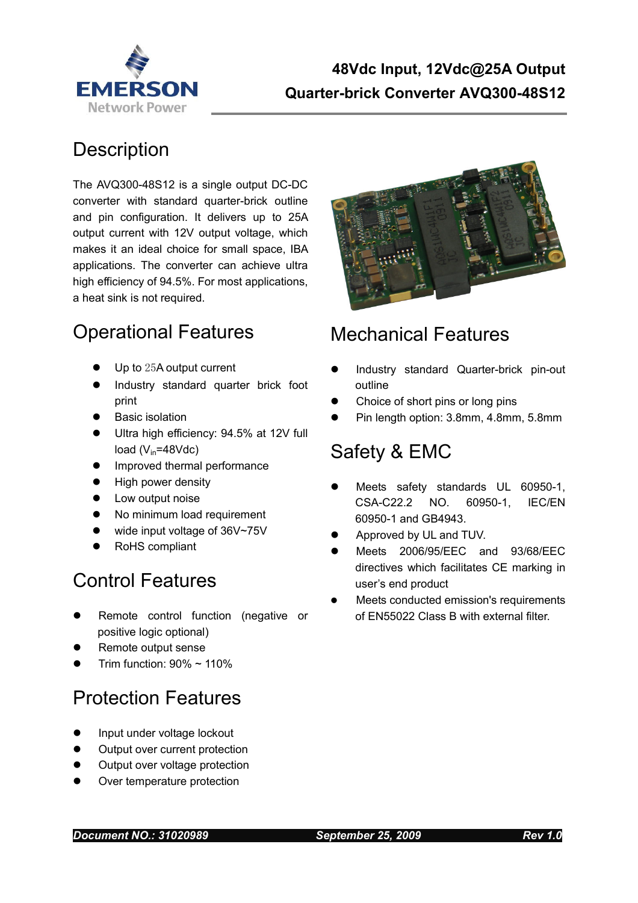# 48Vdc Input, 12Vdc@25A Output Quarter-brick Converter AVQ300-48S12

## Description

The AVQ300-48S12 is a single output DC-DC converter with standard quarter-brick outline and pin configuration. It delivers up to 25A output current with 12V output voltage, which makes it an ideal choice for small space, IBA applications. The converter can achieve ultra high efficiency of 94.5%. For most applications, a heat sink is not required.

## Operational Features

- Up to 25A output current
- Industry standard quarter brick foot print
- Basic isolation
- Ultra high efficiency: 94.5% at 12V full load ($V_{in}$=48Vdc)
- Improved thermal performance
- High power density
- Low output noise
- No minimum load requirement
- wide input voltage of 36V~75V
- RoHS compliant

## Control Features

- Remote control function (negative or positive logic optional)
- Remote output sense
- Trim function: 90% ~ 110%

## Protection Features

- Input under voltage lockout
- Output over current protection
- Output over voltage protection
- Over temperature protection

## Mechanical Features

- Industry standard Quarter-brick pin-out outline
- Choice of short pins or long pins
- Pin length option: 3.8mm, 4.8mm, 5.8mm

## Safety & EMC

- Meets safety standards UL 60950-1, CSA-C22.2 NO. 60950-1, IEC/EN 60950-1 and GB4943.
- Approved by UL and TUV.
- Meets 2006/95/EEC and 93/68/EEC directives which facilitates CE marking in user's end product
- Meets conducted emission's requirements of EN55022 Class B with external filter.

*Document NO.: 31020989* *September 25, 2009* *Rev 1.0*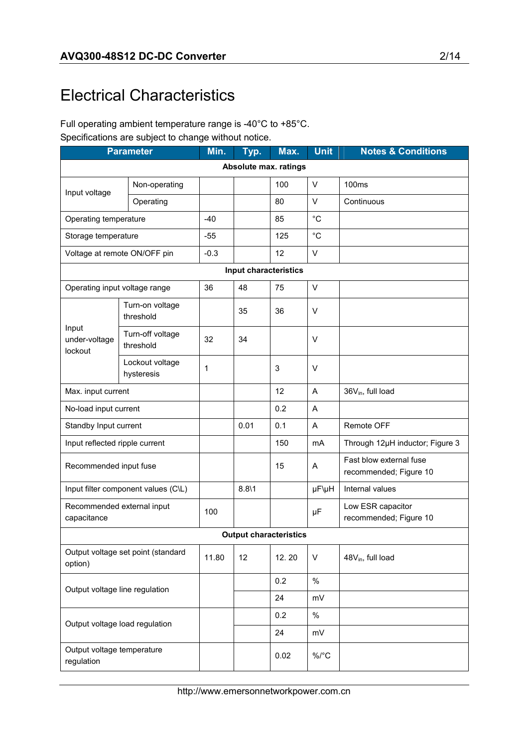# Electrical Characteristics

Full operating ambient temperature range is -40°C to +85°C.
Specifications are subject to change without notice.

| Parameter | | Min. | Typ. | Max. | Unit | Notes & Conditions |
|---|---|---|---|---|---|---|
| **Absolute max. ratings** | | | | | | |
| Input voltage | Non-operating | | | 100 | V | 100ms |
| | Operating | | | 80 | V | Continuous |
| Operating temperature | | -40 | | 85 | °C | |
| Storage temperature | | -55 | | 125 | °C | |
| Voltage at remote ON/OFF pin | | -0.3 | | 12 | V | |
| **Input characteristics** | | | | | | |
| Operating input voltage range | | 36 | 48 | 75 | V | |
| Input under-voltage lockout | Turn-on voltage threshold | | 35 | 36 | V | |
| | Turn-off voltage threshold | 32 | 34 | | V | |
| | Lockout voltage hysteresis | 1 | | 3 | V | |
| Max. input current | | | | 12 | A | $36V_{in}$, full load |
| No-load input current | | | | 0.2 | A | |
| Standby Input current | | | 0.01 | 0.1 | A | Remote OFF |
| Input reflected ripple current | | | | 150 | mA | Through 12μH inductor; Figure 3 |
| Recommended input fuse | | | | 15 | A | Fast blow external fuse recommended; Figure 10 |
| Input filter component values (C\L) | | | 8.8\1 | | μF\μH | Internal values |
| Recommended external input capacitance | | 100 | | | μF | Low ESR capacitor recommended; Figure 10 |
| **Output characteristics** | | | | | | |
| Output voltage set point (standard option) | | 11.80 | 12 | 12. 20 | V | $48V_{in}$, full load |
| Output voltage line regulation | | | | 0.2 | % | |
| | | | | 24 | mV | |
| Output voltage load regulation | | | | 0.2 | % | |
| | | | | 24 | mV | |
| Output voltage temperature regulation | | | | 0.02 | %/°C | |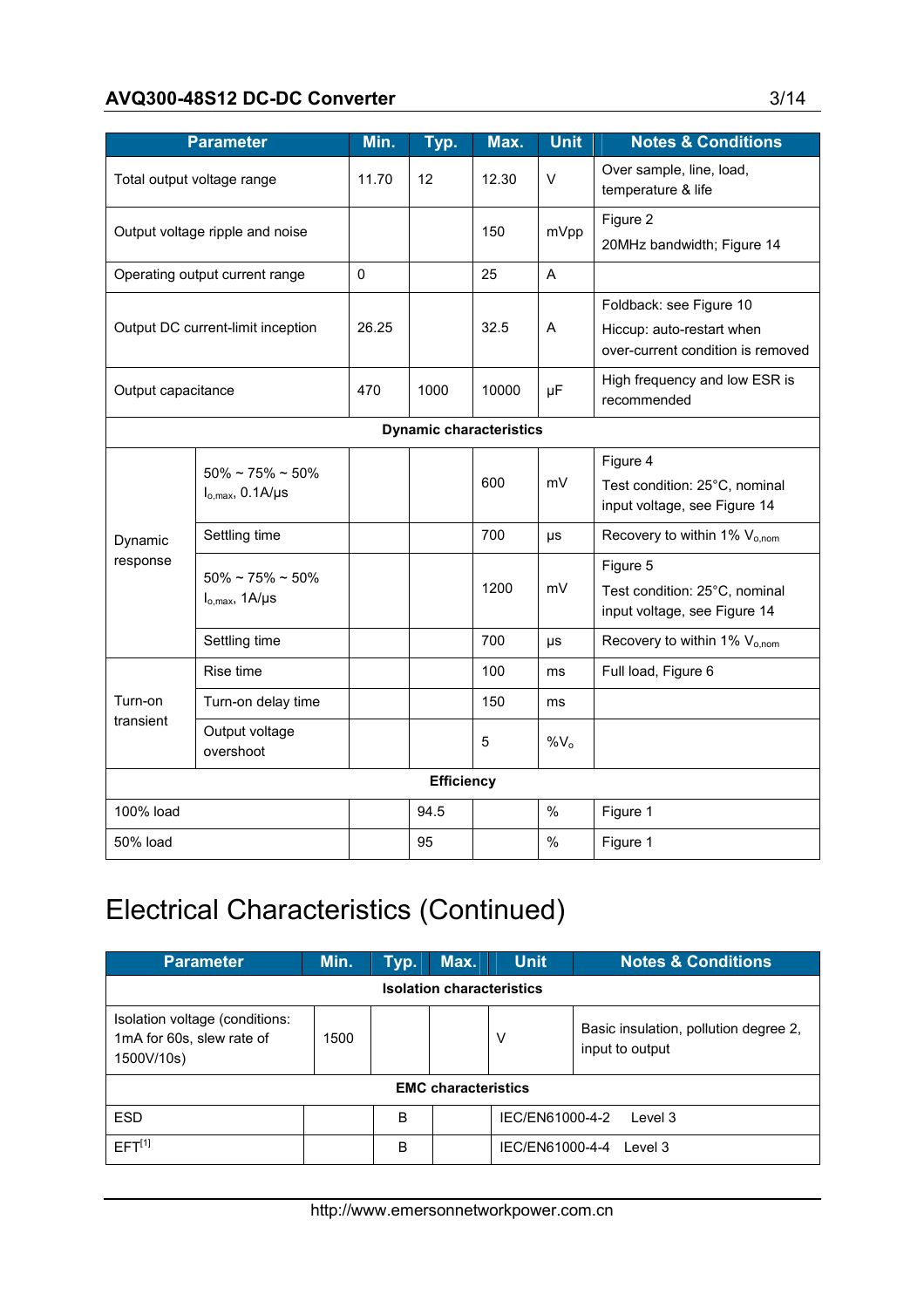| Parameter | | Min. | Typ. | Max. | Unit | Notes & Conditions |
|---|---|---|---|---|---|---|
| Total output voltage range | | 11.70 | 12 | 12.30 | V | Over sample, line, load, temperature & life |
| Output voltage ripple and noise | | | | 150 | mVpp | Figure 2<br>20MHz bandwidth; Figure 14 |
| Operating output current range | | 0 | | 25 | A | |
| Output DC current-limit inception | | 26.25 | | 32.5 | A | Foldback: see Figure 10<br>Hiccup: auto-restart when over-current condition is removed |
| Output capacitance | | 470 | 1000 | 10000 | µF | High frequency and low ESR is recommended |
| **Dynamic characteristics** | | | | | | |
| Dynamic response | 50% ~ 75% ~ 50% $I_{o,max}$, 0.1A/µs | | | 600 | mV | Figure 4<br>Test condition: 25°C, nominal input voltage, see Figure 14 |
| | Settling time | | | 700 | µs | Recovery to within 1% $V_{o,nom}$ |
| | 50% ~ 75% ~ 50% $I_{o,max}$, 1A/µs | | | 1200 | mV | Figure 5<br>Test condition: 25°C, nominal input voltage, see Figure 14 |
| | Settling time | | | 700 | µs | Recovery to within 1% $V_{o,nom}$ |
| Turn-on transient | Rise time | | | 100 | ms | Full load, Figure 6 |
| | Turn-on delay time | | | 150 | ms | |
| | Output voltage overshoot | | | 5 | %$V_o$ | |
| **Efficiency** | | | | | | |
| 100% load | | | 94.5 | | % | Figure 1 |
| 50% load | | | 95 | | % | Figure 1 |

# Electrical Characteristics (Continued)

| Parameter | Min. | Typ. | Max. | Unit | Notes & Conditions |
|---|---|---|---|---|---|
| **Isolation characteristics** | | | | | |
| Isolation voltage (conditions: 1mA for 60s, slew rate of 1500V/10s) | 1500 | | | V | Basic insulation, pollution degree 2, input to output |
| **EMC characteristics** | | | | | |
| ESD | | B | | IEC/EN61000-4-2 Level 3 | |
| EFT[1] | | B | | IEC/EN61000-4-4 Level 3 | |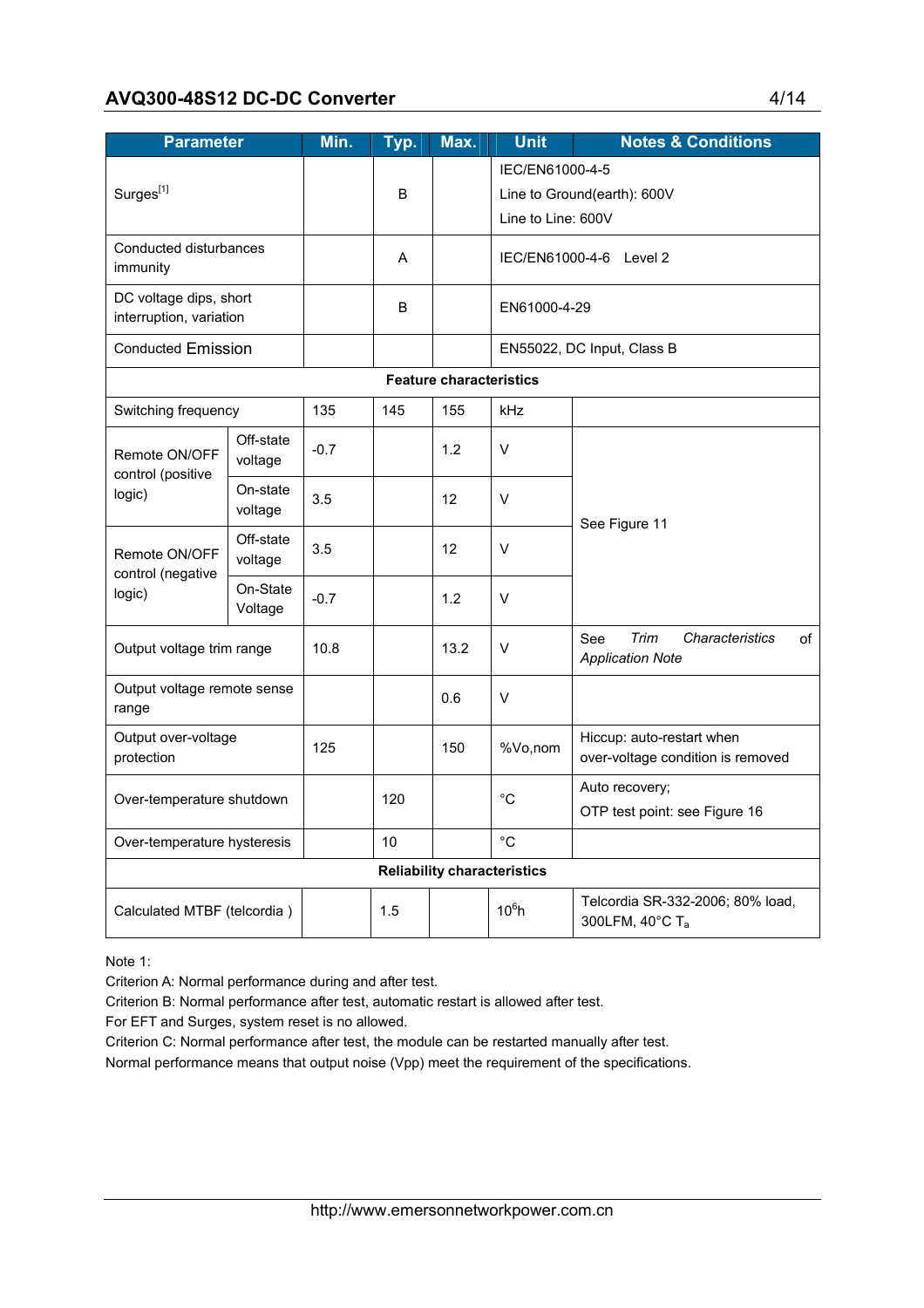| Parameter | | Min. | Typ. | Max. | Unit | Notes & Conditions |
|---|---|---|---|---|---|---|
| Surges[1] | | | B | | IEC/EN61000-4-5<br>Line to Ground(earth): 600V<br>Line to Line: 600V | |
| Conducted disturbances immunity | | | A | | IEC/EN61000-4-6 Level 2 | |
| DC voltage dips, short interruption, variation | | | B | | EN61000-4-29 | |
| Conducted Emission | | | | | EN55022, DC Input, Class B | |
| **Feature characteristics** | | | | | | |
| Switching frequency | | 135 | 145 | 155 | kHz | |
| Remote ON/OFF control (positive logic) | Off-state voltage | -0.7 | | 1.2 | V | See Figure 11 |
| | On-state voltage | 3.5 | | 12 | V | |
| Remote ON/OFF control (negative logic) | Off-state voltage | 3.5 | | 12 | V | |
| | On-State Voltage | -0.7 | | 1.2 | V | |
| Output voltage trim range | | 10.8 | | 13.2 | V | See *Trim Characteristics of Application Note* |
| Output voltage remote sense range | | | | 0.6 | V | |
| Output over-voltage protection | | 125 | | 150 | %Vo,nom | Hiccup: auto-restart when over-voltage condition is removed |
| Over-temperature shutdown | | | 120 | | °C | Auto recovery;<br>OTP test point: see Figure 16 |
| Over-temperature hysteresis | | | 10 | | °C | |
| **Reliability characteristics** | | | | | | |
| Calculated MTBF (telcordia ) | | | 1.5 | | $10^6$h | Telcordia SR-332-2006; 80% load, 300LFM, 40°C $T_a$ |

Note 1:

Criterion A: Normal performance during and after test.

Criterion B: Normal performance after test, automatic restart is allowed after test.

For EFT and Surges, system reset is no allowed.

Criterion C: Normal performance after test, the module can be restarted manually after test.

Normal performance means that output noise (Vpp) meet the requirement of the specifications.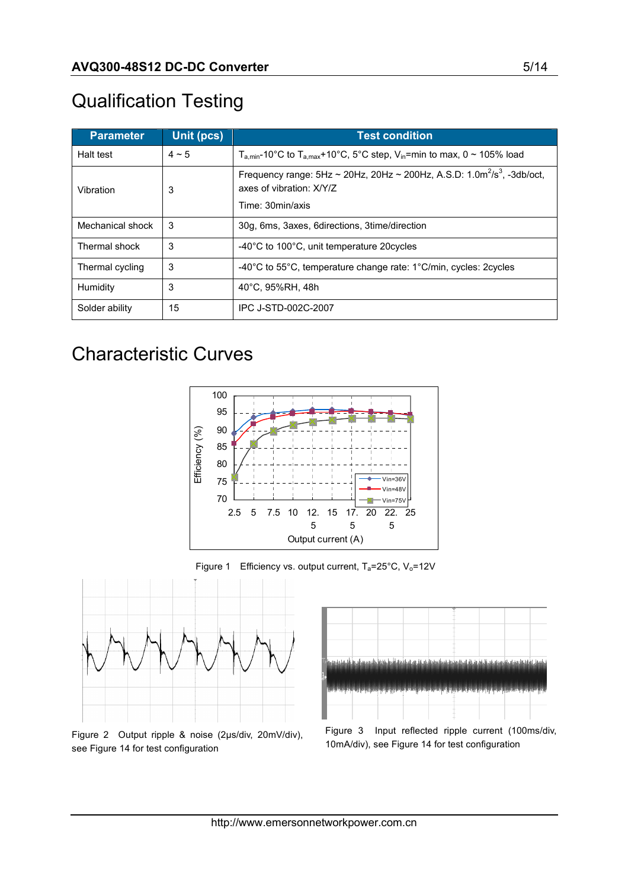# Qualification Testing

| Parameter | Unit (pcs) | Test condition |
|---|---|---|
| Halt test | 4 ~ 5 | $T_{a,min}$-10°C to $T_{a,max}$+10°C, 5°C step, $V_{in}$=min to max, 0 ~ 105% load |
| Vibration | 3 | Frequency range: 5Hz ~ 20Hz, 20Hz ~ 200Hz, A.S.D: 1.0m$^2$/s$^3$, -3db/oct, axes of vibration: X/Y/Z<br>Time: 30min/axis |
| Mechanical shock | 3 | 30g, 6ms, 3axes, 6directions, 3time/direction |
| Thermal shock | 3 | -40°C to 100°C, unit temperature 20cycles |
| Thermal cycling | 3 | -40°C to 55°C, temperature change rate: 1°C/min, cycles: 2cycles |
| Humidity | 3 | 40°C, 95%RH, 48h |
| Solder ability | 15 | IPC J-STD-002C-2007 |

# Characteristic Curves

Figure 1 Efficiency vs. output current, $T_a$=25°C, $V_o$=12V

Figure 2 Output ripple & noise (2μs/div, 20mV/div), see Figure 14 for test configuration

Figure 3 Input reflected ripple current (100ms/div, 10mA/div), see Figure 14 for test configuration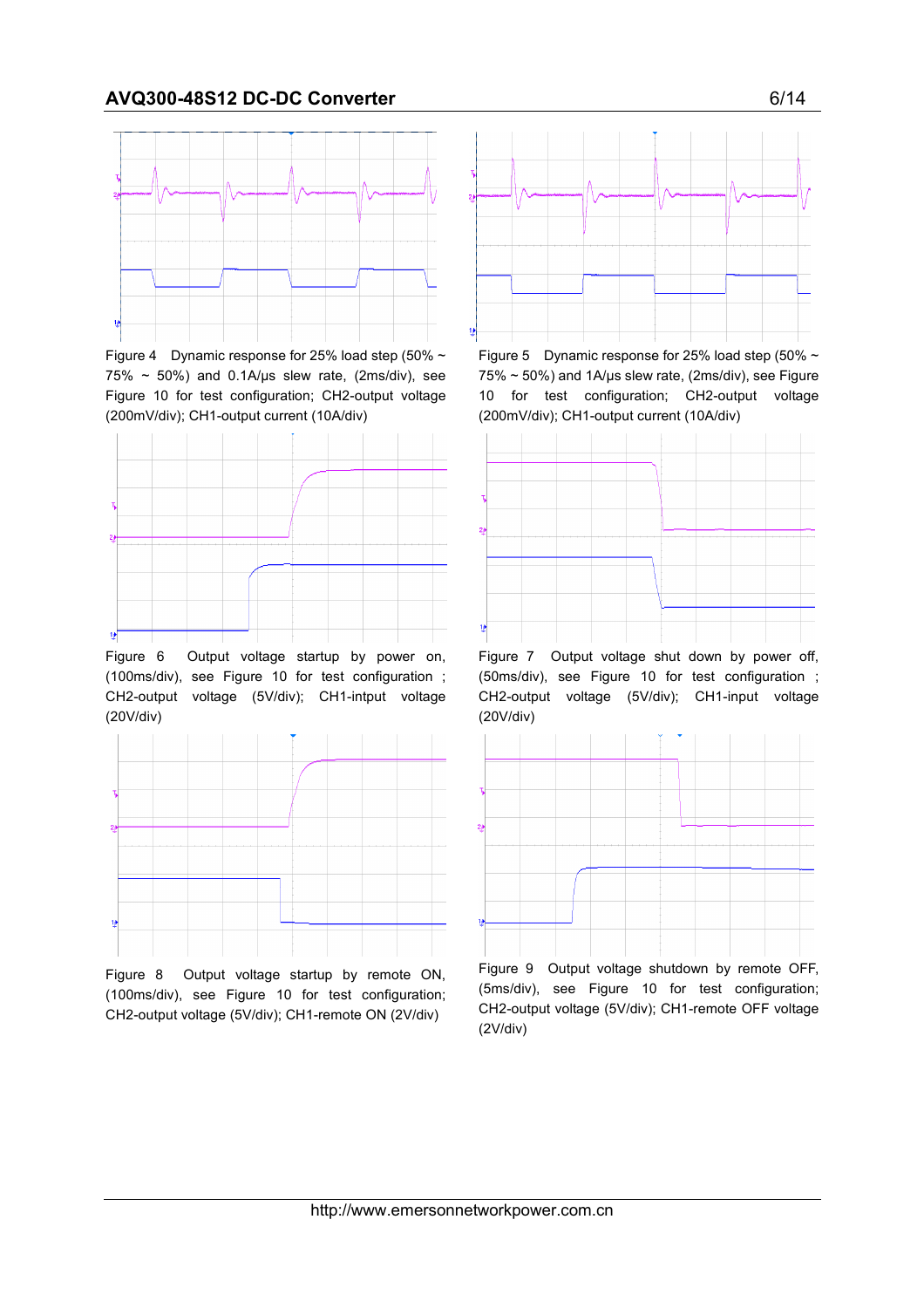Figure 4 Dynamic response for 25% load step (50% ~ 75% ~ 50%) and 0.1A/μs slew rate, (2ms/div), see Figure 10 for test configuration; CH2-output voltage (200mV/div); CH1-output current (10A/div)

Figure 5 Dynamic response for 25% load step (50% ~ 75% ~ 50%) and 1A/μs slew rate, (2ms/div), see Figure 10 for test configuration; CH2-output voltage (200mV/div); CH1-output current (10A/div)

Figure 6 Output voltage startup by power on, (100ms/div), see Figure 10 for test configuration ; CH2-output voltage (5V/div); CH1-intput voltage (20V/div)

Figure 7 Output voltage shut down by power off, (50ms/div), see Figure 10 for test configuration ; CH2-output voltage (5V/div); CH1-input voltage (20V/div)

Figure 8 Output voltage startup by remote ON, (100ms/div), see Figure 10 for test configuration; CH2-output voltage (5V/div); CH1-remote ON (2V/div)

Figure 9 Output voltage shutdown by remote OFF, (5ms/div), see Figure 10 for test configuration; CH2-output voltage (5V/div); CH1-remote OFF voltage (2V/div)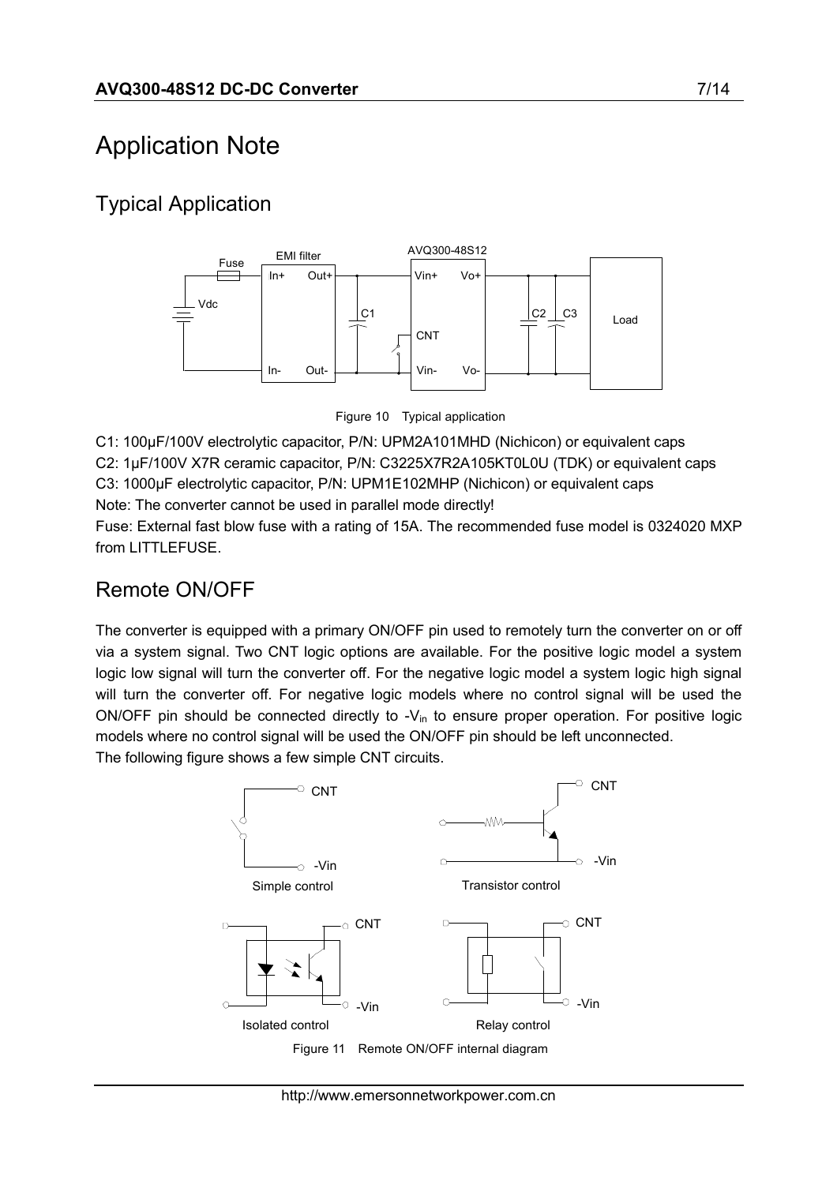# Application Note

## Typical Application

Figure 10 Typical application

C1: 100μF/100V electrolytic capacitor, P/N: UPM2A101MHD (Nichicon) or equivalent caps

C2: 1μF/100V X7R ceramic capacitor, P/N: C3225X7R2A105KT0L0U (TDK) or equivalent caps

C3: 1000μF electrolytic capacitor, P/N: UPM1E102MHP (Nichicon) or equivalent caps

Note: The converter cannot be used in parallel mode directly!

Fuse: External fast blow fuse with a rating of 15A. The recommended fuse model is 0324020 MXP from LITTLEFUSE.

## Remote ON/OFF

The converter is equipped with a primary ON/OFF pin used to remotely turn the converter on or off via a system signal. Two CNT logic options are available. For the positive logic model a system logic low signal will turn the converter off. For the negative logic model a system logic high signal will turn the converter off. For negative logic models where no control signal will be used the ON/OFF pin should be connected directly to $-V_{in}$ to ensure proper operation. For positive logic models where no control signal will be used the ON/OFF pin should be left unconnected.

The following figure shows a few simple CNT circuits.

Figure 11 Remote ON/OFF internal diagram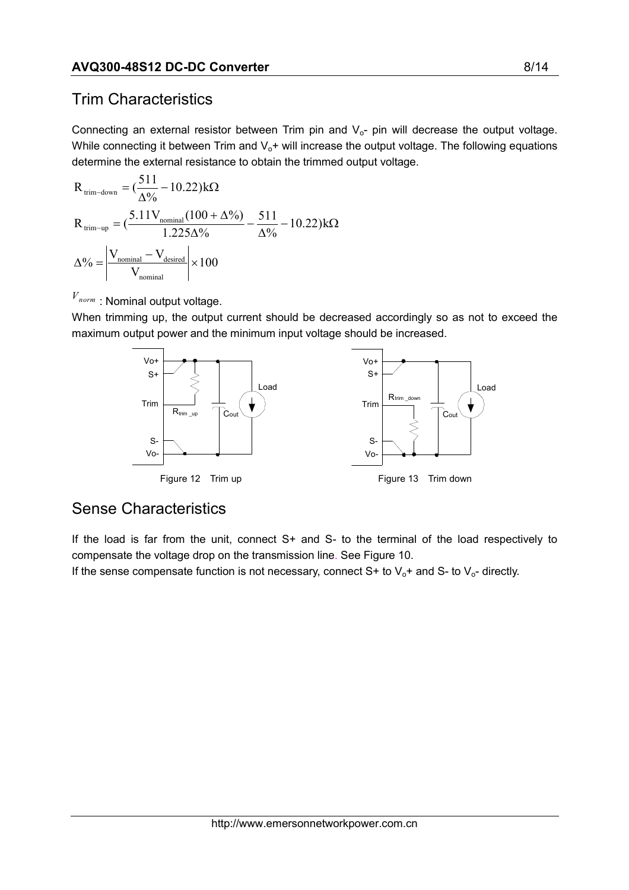## Trim Characteristics

Connecting an external resistor between Trim pin and $V_o$- pin will decrease the output voltage. While connecting it between Trim and $V_o$+ will increase the output voltage. The following equations determine the external resistance to obtain the trimmed output voltage.

$$R_{trim-down} = (\frac{511}{\Delta\%} - 10.22)k\Omega$$

$$R_{trim-up} = (\frac{5.11V_{nominal}(100+\Delta\%)}{1.225\Delta\%} - \frac{511}{\Delta\%} - 10.22)k\Omega$$

$$\Delta\% = \left|\frac{V_{nominal} - V_{desired}}{V_{nominal}}\right| \times 100$$

$V_{norm}$ : Nominal output voltage.

When trimming up, the output current should be decreased accordingly so as not to exceed the maximum output power and the minimum input voltage should be increased.

Figure 12 Trim up

Figure 13 Trim down

## Sense Characteristics

If the load is far from the unit, connect S+ and S- to the terminal of the load respectively to compensate the voltage drop on the transmission line. See Figure 10.

If the sense compensate function is not necessary, connect S+ to $V_o$+ and S- to $V_o$- directly.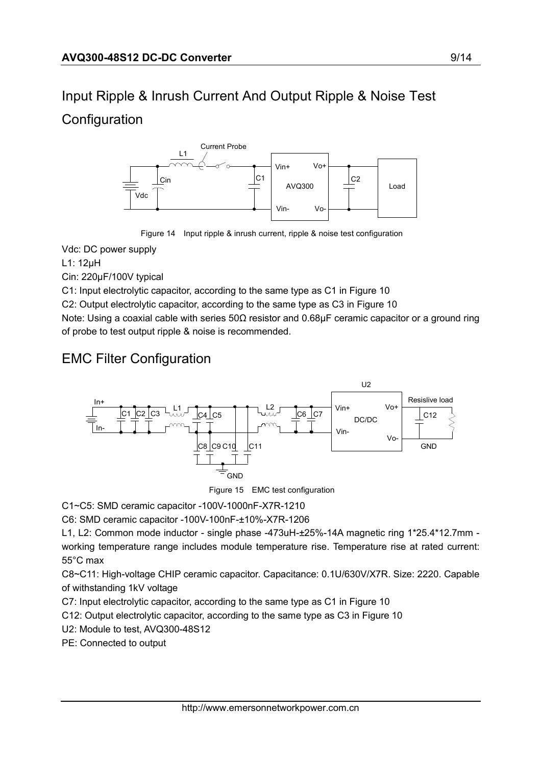## Input Ripple & Inrush Current And Output Ripple & Noise Test Configuration

Figure 14 Input ripple & inrush current, ripple & noise test configuration

Vdc: DC power supply

L1: 12μH

Cin: 220μF/100V typical

C1: Input electrolytic capacitor, according to the same type as C1 in Figure 10

C2: Output electrolytic capacitor, according to the same type as C3 in Figure 10

Note: Using a coaxial cable with series 50Ω resistor and 0.68μF ceramic capacitor or a ground ring of probe to test output ripple & noise is recommended.

## EMC Filter Configuration

Figure 15 EMC test configuration

C1~C5: SMD ceramic capacitor -100V-1000nF-X7R-1210

C6: SMD ceramic capacitor -100V-100nF-±10%-X7R-1206

L1, L2: Common mode inductor - single phase -473uH-±25%-14A magnetic ring 1*25.4*12.7mm - working temperature range includes module temperature rise. Temperature rise at rated current: 55°C max

C8~C11: High-voltage CHIP ceramic capacitor. Capacitance: 0.1U/630V/X7R. Size: 2220. Capable of withstanding 1kV voltage

C7: Input electrolytic capacitor, according to the same type as C1 in Figure 10

C12: Output electrolytic capacitor, according to the same type as C3 in Figure 10

U2: Module to test, AVQ300-48S12

PE: Connected to output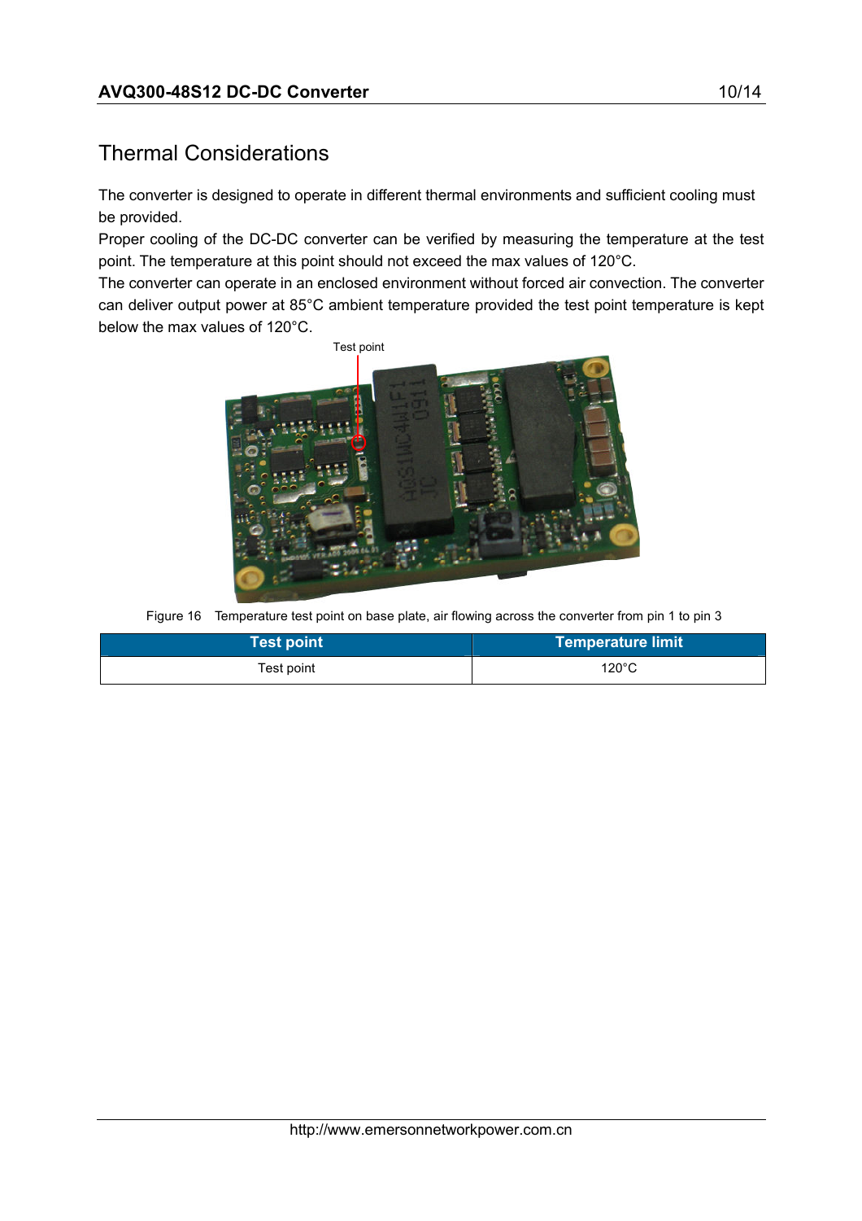## Thermal Considerations

The converter is designed to operate in different thermal environments and sufficient cooling must be provided.

Proper cooling of the DC-DC converter can be verified by measuring the temperature at the test point. The temperature at this point should not exceed the max values of 120°C.

The converter can operate in an enclosed environment without forced air convection. The converter can deliver output power at 85°C ambient temperature provided the test point temperature is kept below the max values of 120°C.

Figure 16 Temperature test point on base plate, air flowing across the converter from pin 1 to pin 3

| Test point | Temperature limit |
|---|---|
| Test point | 120°C |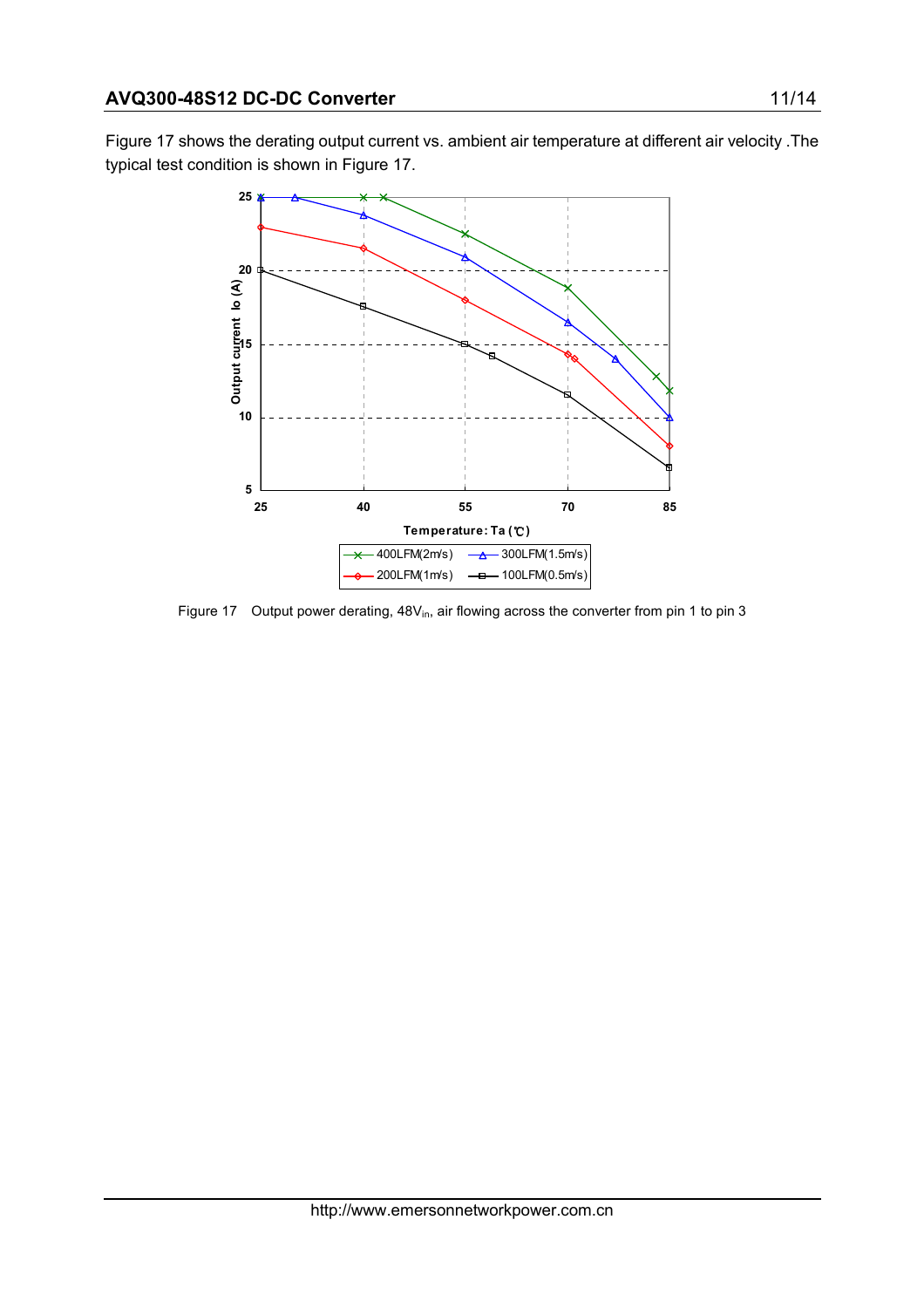Figure 17 shows the derating output current vs. ambient air temperature at different air velocity .The typical test condition is shown in Figure 17.

Figure 17 Output power derating, $48V_{in}$, air flowing across the converter from pin 1 to pin 3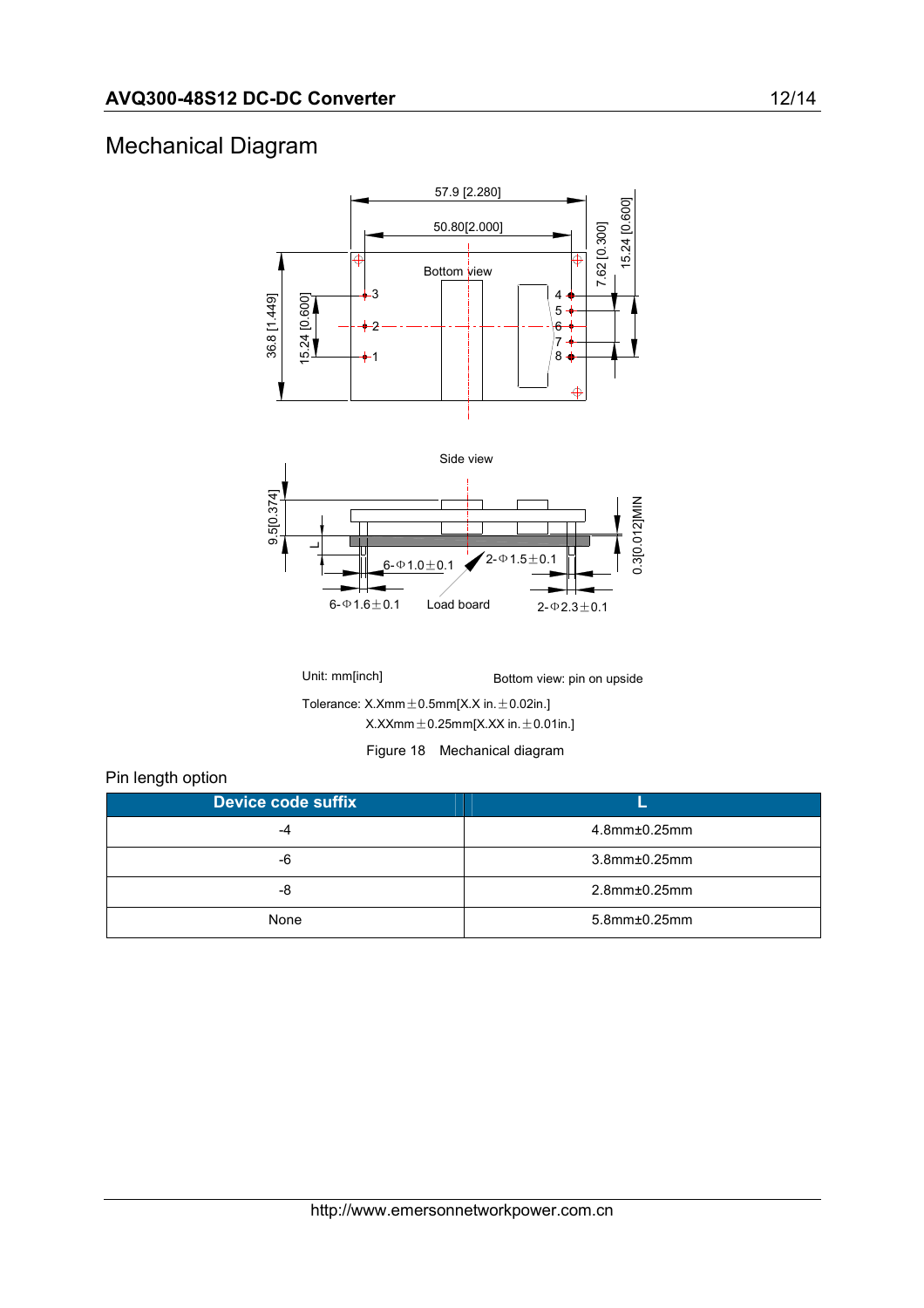## Mechanical Diagram

Unit: mm[inch]

Bottom view: pin on upside

Tolerance: X.Xmm±0.5mm[X.X in.±0.02in.]

X.XXmm±0.25mm[X.XX in.±0.01in.]

Figure 18 Mechanical diagram

Pin length option

| Device code suffix | L |
|---|---|
| -4 | 4.8mm±0.25mm |
| -6 | 3.8mm±0.25mm |
| -8 | 2.8mm±0.25mm |
| None | 5.8mm±0.25mm |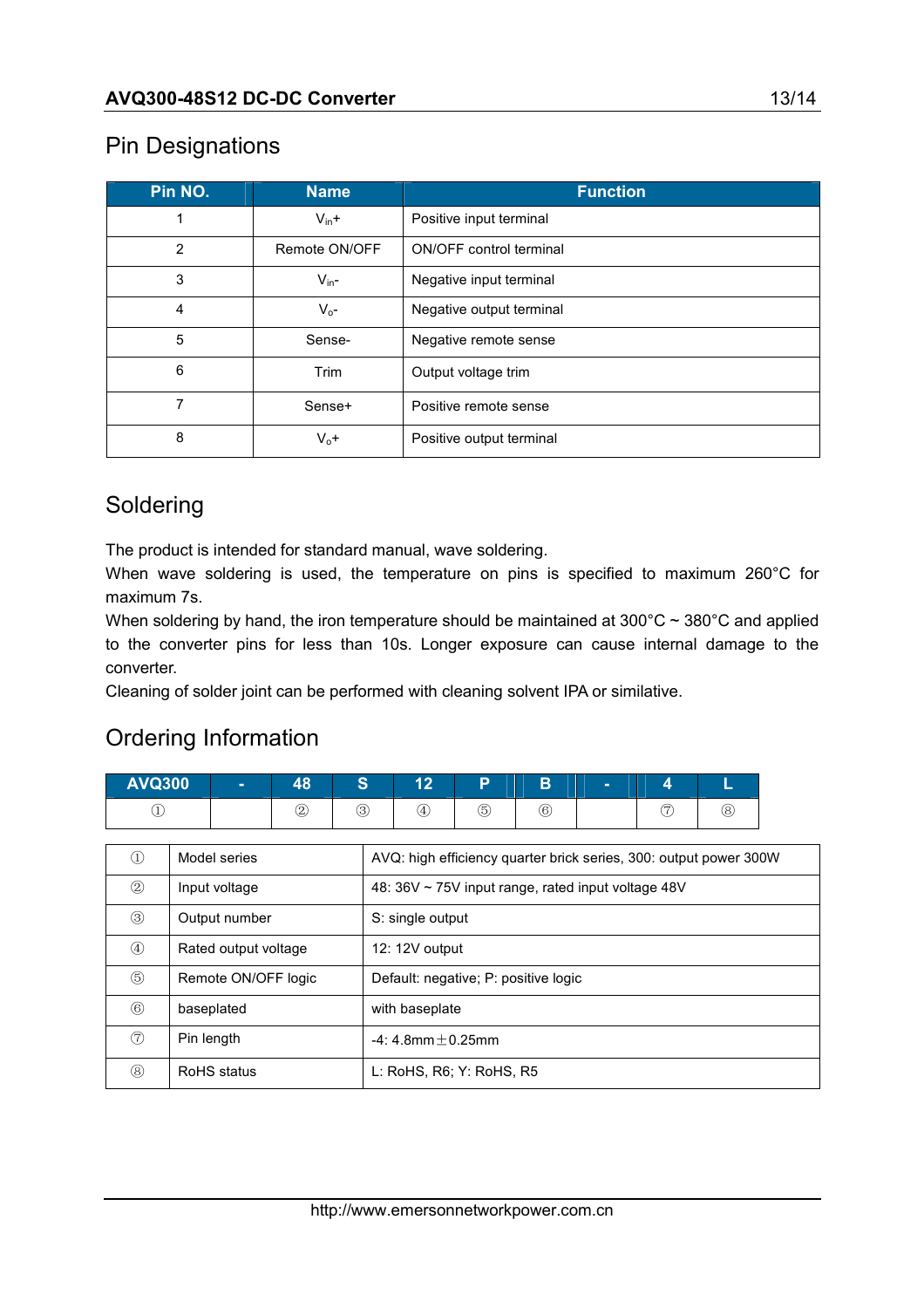## Pin Designations

| Pin NO. | Name | Function |
|---|---|---|
| 1 | $V_{in}$+ | Positive input terminal |
| 2 | Remote ON/OFF | ON/OFF control terminal |
| 3 | $V_{in}$- | Negative input terminal |
| 4 | $V_o$- | Negative output terminal |
| 5 | Sense- | Negative remote sense |
| 6 | Trim | Output voltage trim |
| 7 | Sense+ | Positive remote sense |
| 8 | $V_o$+ | Positive output terminal |

## Soldering

The product is intended for standard manual, wave soldering.

When wave soldering is used, the temperature on pins is specified to maximum 260°C for maximum 7s.

When soldering by hand, the iron temperature should be maintained at 300°C ~ 380°C and applied to the converter pins for less than 10s. Longer exposure can cause internal damage to the converter.

Cleaning of solder joint can be performed with cleaning solvent IPA or similative.

## Ordering Information

| AVQ300 | - | 48 | S | 12 | P | B | - | 4 | L |
|---|---|---|---|---|---|---|---|---|---|
| ① | | ② | ③ | ④ | ⑤ | ⑥ | | ⑦ | ⑧ |

| | | |
|---|---|---|
| ① | Model series | AVQ: high efficiency quarter brick series, 300: output power 300W |
| ② | Input voltage | 48: 36V ~ 75V input range, rated input voltage 48V |
| ③ | Output number | S: single output |
| ④ | Rated output voltage | 12: 12V output |
| ⑤ | Remote ON/OFF logic | Default: negative; P: positive logic |
| ⑥ | baseplated | with baseplate |
| ⑦ | Pin length | -4: 4.8mm±0.25mm |
| ⑧ | RoHS status | L: RoHS, R6; Y: RoHS, R5 |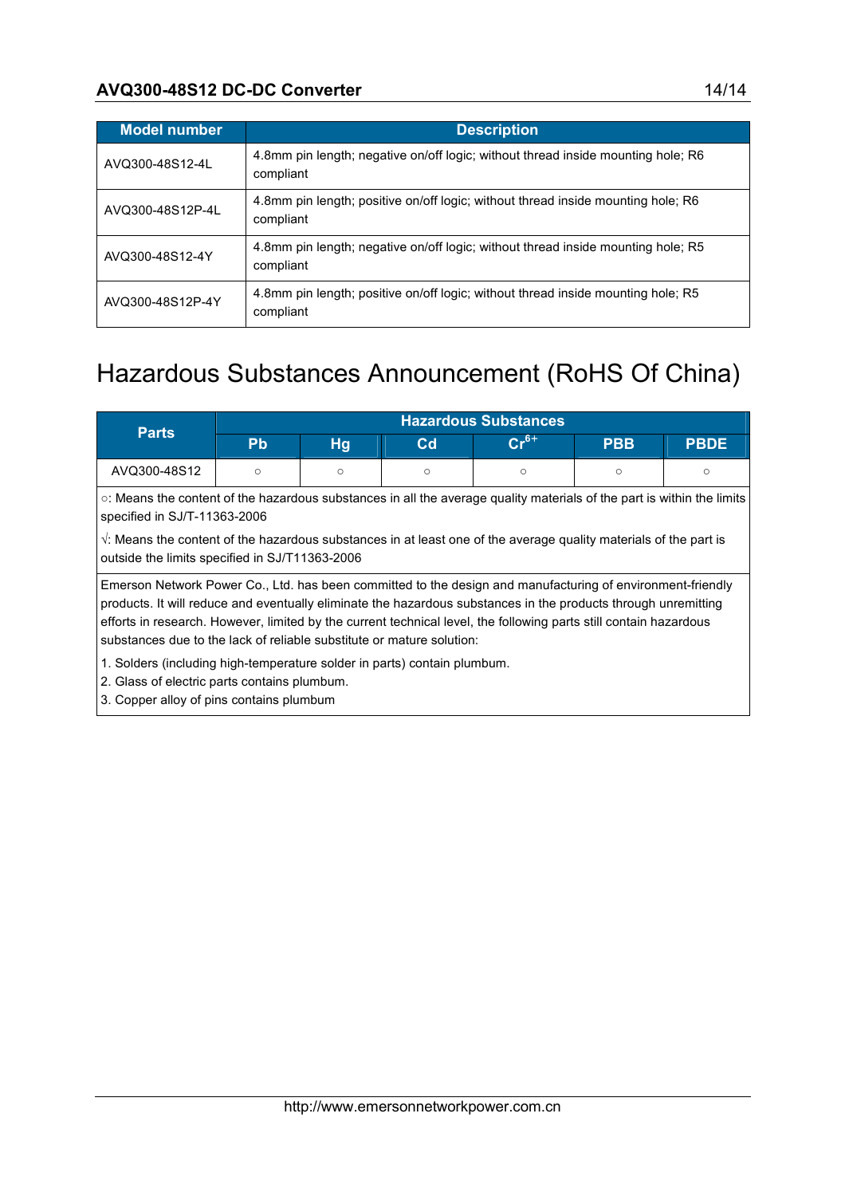| Model number | Description |
|---|---|
| AVQ300-48S12-4L | 4.8mm pin length; negative on/off logic; without thread inside mounting hole; R6 compliant |
| AVQ300-48S12P-4L | 4.8mm pin length; positive on/off logic; without thread inside mounting hole; R6 compliant |
| AVQ300-48S12-4Y | 4.8mm pin length; negative on/off logic; without thread inside mounting hole; R5 compliant |
| AVQ300-48S12P-4Y | 4.8mm pin length; positive on/off logic; without thread inside mounting hole; R5 compliant |

# Hazardous Substances Announcement (RoHS Of China)

| Parts | Hazardous Substances | | | | | |
|---|---|---|---|---|---|---|
| | Pb | Hg | Cd | $Cr^{6+}$ | PBB | PBDE |
| AVQ300-48S12 | ○ | ○ | ○ | ○ | ○ | ○ |

○: Means the content of the hazardous substances in all the average quality materials of the part is within the limits specified in SJ/T-11363-2006

√: Means the content of the hazardous substances in at least one of the average quality materials of the part is outside the limits specified in SJ/T11363-2006

Emerson Network Power Co., Ltd. has been committed to the design and manufacturing of environment-friendly products. It will reduce and eventually eliminate the hazardous substances in the products through unremitting efforts in research. However, limited by the current technical level, the following parts still contain hazardous substances due to the lack of reliable substitute or mature solution:

1. Solders (including high-temperature solder in parts) contain plumbum.
2. Glass of electric parts contains plumbum.
3. Copper alloy of pins contains plumbum